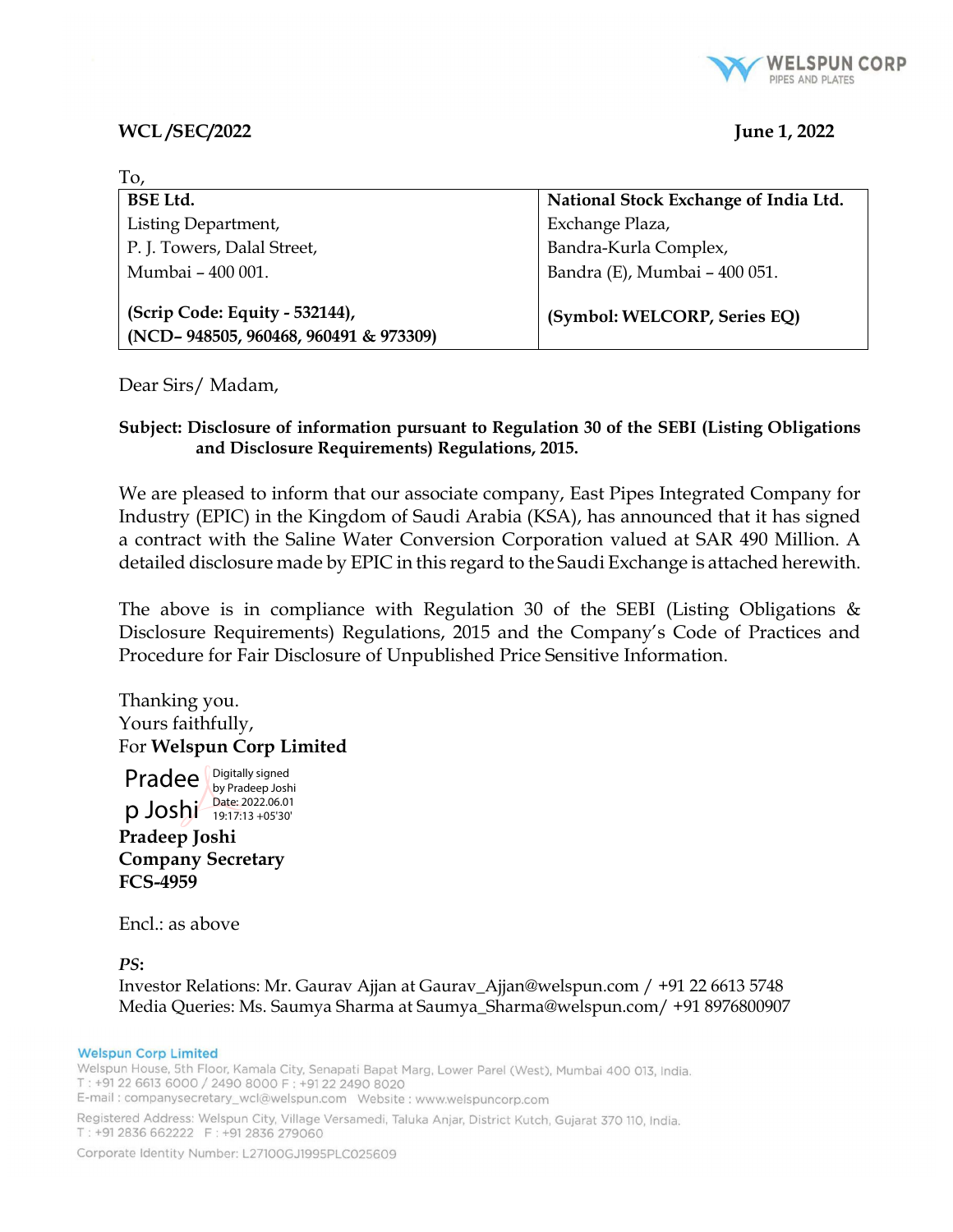WELSPUN CORP
PIPES AND PLATES

**WCL /SEC/2022** **June 1, 2022**

To,

| **BSE Ltd.** | **National Stock Exchange of India Ltd.** |
|---|---|
| Listing Department, | Exchange Plaza, |
| P. J. Towers, Dalal Street, | Bandra-Kurla Complex, |
| Mumbai – 400 001. | Bandra (E), Mumbai – 400 051. |
| **(Scrip Code: Equity - 532144), (NCD– 948505, 960468, 960491 & 973309)** | **(Symbol: WELCORP, Series EQ)** |

Dear Sirs/ Madam,

**Subject: Disclosure of information pursuant to Regulation 30 of the SEBI (Listing Obligations and Disclosure Requirements) Regulations, 2015.**

We are pleased to inform that our associate company, East Pipes Integrated Company for Industry (EPIC) in the Kingdom of Saudi Arabia (KSA), has announced that it has signed a contract with the Saline Water Conversion Corporation valued at SAR 490 Million. A detailed disclosure made by EPIC in this regard to the Saudi Exchange is attached herewith.

The above is in compliance with Regulation 30 of the SEBI (Listing Obligations & Disclosure Requirements) Regulations, 2015 and the Company's Code of Practices and Procedure for Fair Disclosure of Unpublished Price Sensitive Information.

Thanking you.
Yours faithfully,
For **Welspun Corp Limited**

Pradeep Joshi
Digitally signed by Pradeep Joshi
Date: 2022.06.01 19:17:13 +05'30'

**Pradeep Joshi**
**Company Secretary**
**FCS-4959**

Encl.: as above

***PS*:**
Investor Relations: Mr. Gaurav Ajjan at Gaurav_Ajjan@welspun.com / +91 22 6613 5748
Media Queries: Ms. Saumya Sharma at Saumya_Sharma@welspun.com/ +91 8976800907

**Welspun Corp Limited**
Welspun House, 5th Floor, Kamala City, Senapati Bapat Marg, Lower Parel (West), Mumbai 400 013, India.
T : +91 22 6613 6000 / 2490 8000 F : +91 22 2490 8020
E-mail : companysecretary_wcl@welspun.com Website : www.welspuncorp.com

Registered Address: Welspun City, Village Versamedi, Taluka Anjar, District Kutch, Gujarat 370 110, India.
T : +91 2836 662222 F : +91 2836 279060

Corporate Identity Number: L27100GJ1995PLC025609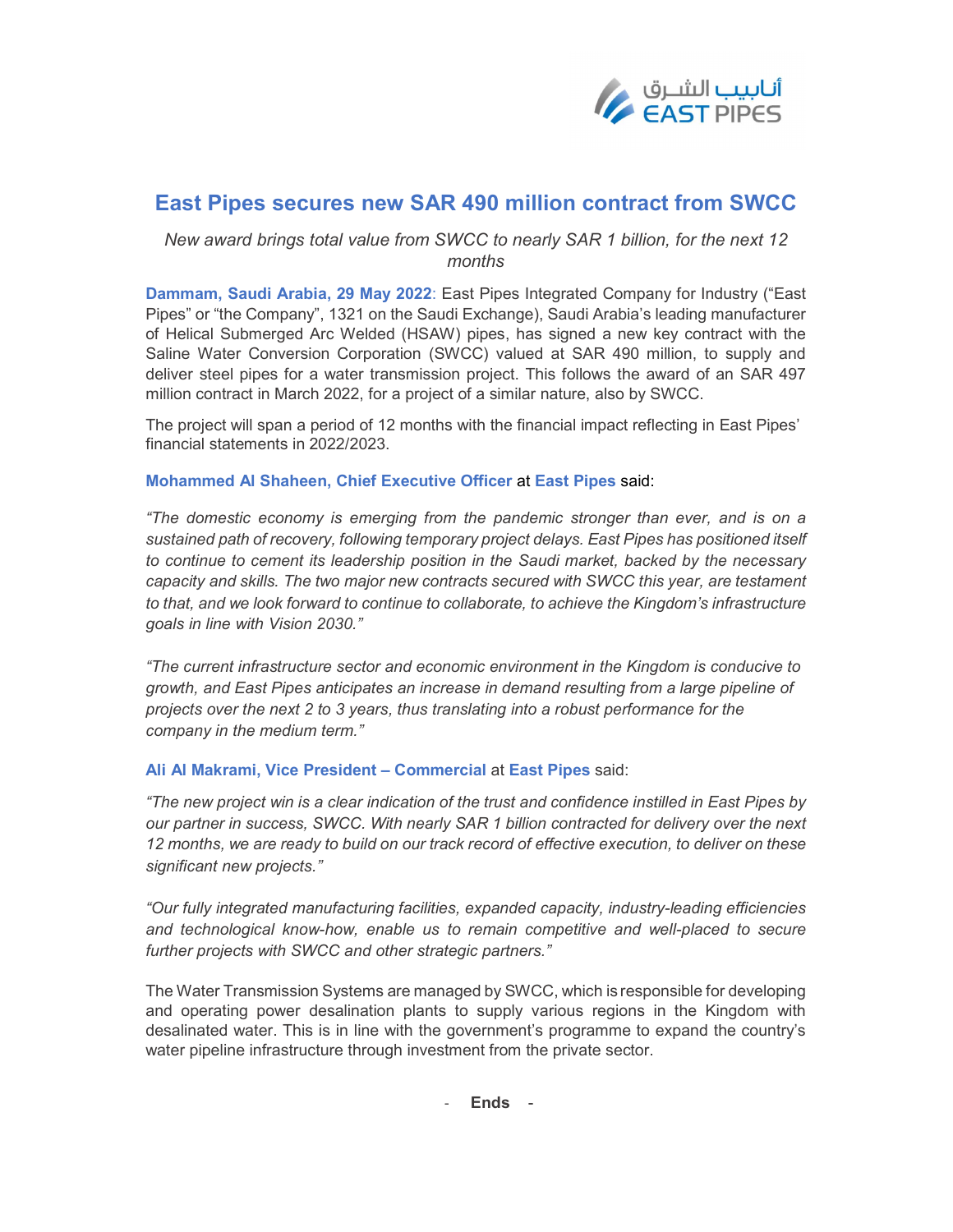# East Pipes secures new SAR 490 million contract from SWCC

*New award brings total value from SWCC to nearly SAR 1 billion, for the next 12 months*

**Dammam, Saudi Arabia, 29 May 2022**: East Pipes Integrated Company for Industry ("East Pipes" or "the Company", 1321 on the Saudi Exchange), Saudi Arabia's leading manufacturer of Helical Submerged Arc Welded (HSAW) pipes, has signed a new key contract with the Saline Water Conversion Corporation (SWCC) valued at SAR 490 million, to supply and deliver steel pipes for a water transmission project. This follows the award of an SAR 497 million contract in March 2022, for a project of a similar nature, also by SWCC.

The project will span a period of 12 months with the financial impact reflecting in East Pipes' financial statements in 2022/2023.

**Mohammed Al Shaheen, Chief Executive Officer** at **East Pipes** said:

*"The domestic economy is emerging from the pandemic stronger than ever, and is on a sustained path of recovery, following temporary project delays. East Pipes has positioned itself to continue to cement its leadership position in the Saudi market, backed by the necessary capacity and skills. The two major new contracts secured with SWCC this year, are testament to that, and we look forward to continue to collaborate, to achieve the Kingdom's infrastructure goals in line with Vision 2030."*

*"The current infrastructure sector and economic environment in the Kingdom is conducive to growth, and East Pipes anticipates an increase in demand resulting from a large pipeline of projects over the next 2 to 3 years, thus translating into a robust performance for the company in the medium term."*

**Ali Al Makrami, Vice President – Commercial** at **East Pipes** said:

*"The new project win is a clear indication of the trust and confidence instilled in East Pipes by our partner in success, SWCC. With nearly SAR 1 billion contracted for delivery over the next 12 months, we are ready to build on our track record of effective execution, to deliver on these significant new projects."*

*"Our fully integrated manufacturing facilities, expanded capacity, industry-leading efficiencies and technological know-how, enable us to remain competitive and well-placed to secure further projects with SWCC and other strategic partners."*

The Water Transmission Systems are managed by SWCC, which is responsible for developing and operating power desalination plants to supply various regions in the Kingdom with desalinated water. This is in line with the government's programme to expand the country's water pipeline infrastructure through investment from the private sector.

- **Ends** -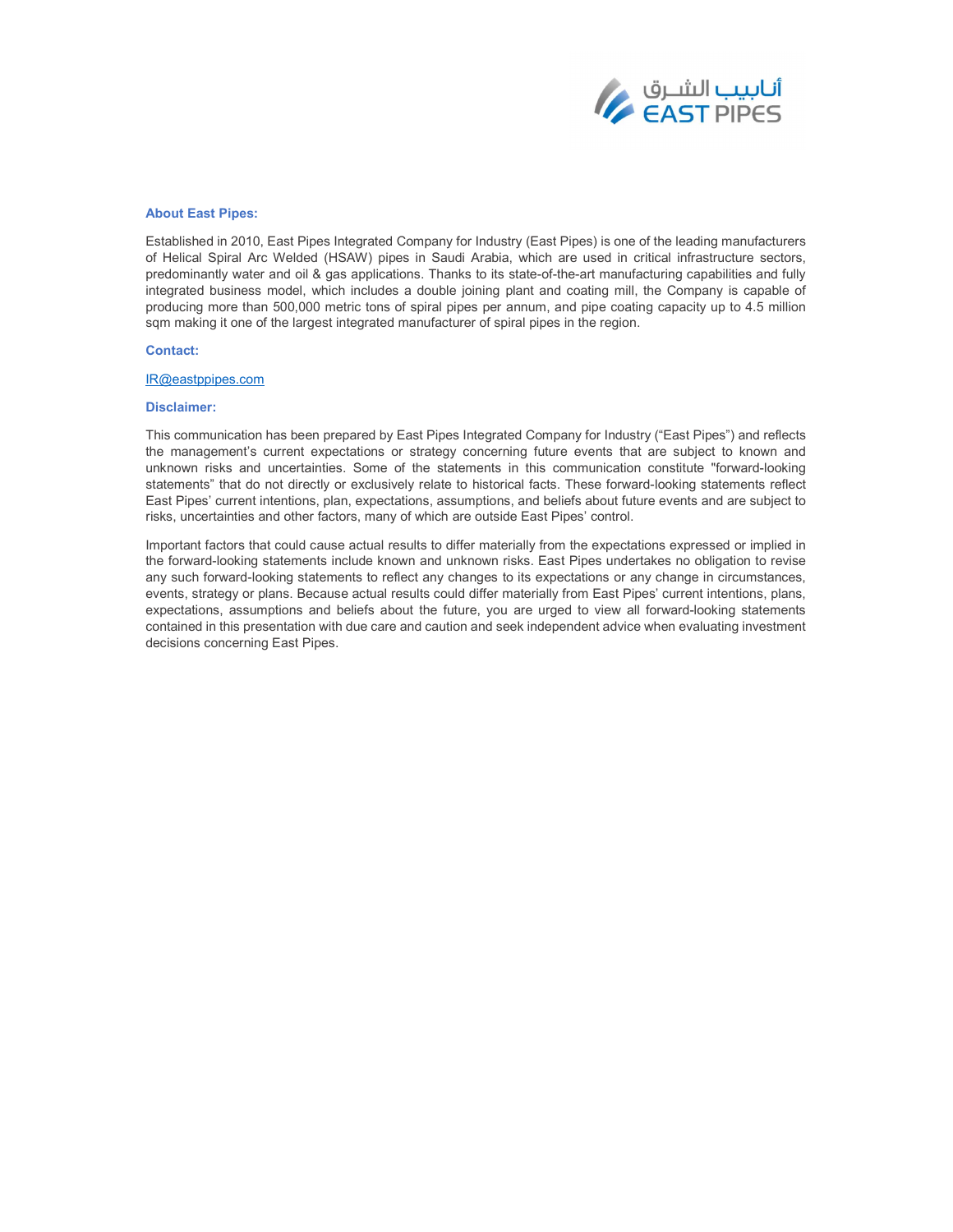## About East Pipes:

Established in 2010, East Pipes Integrated Company for Industry (East Pipes) is one of the leading manufacturers of Helical Spiral Arc Welded (HSAW) pipes in Saudi Arabia, which are used in critical infrastructure sectors, predominantly water and oil & gas applications. Thanks to its state-of-the-art manufacturing capabilities and fully integrated business model, which includes a double joining plant and coating mill, the Company is capable of producing more than 500,000 metric tons of spiral pipes per annum, and pipe coating capacity up to 4.5 million sqm making it one of the largest integrated manufacturer of spiral pipes in the region.

## Contact:

IR@eastppipes.com

## Disclaimer:

This communication has been prepared by East Pipes Integrated Company for Industry ("East Pipes") and reflects the management's current expectations or strategy concerning future events that are subject to known and unknown risks and uncertainties. Some of the statements in this communication constitute "forward-looking statements" that do not directly or exclusively relate to historical facts. These forward-looking statements reflect East Pipes' current intentions, plan, expectations, assumptions, and beliefs about future events and are subject to risks, uncertainties and other factors, many of which are outside East Pipes' control.

Important factors that could cause actual results to differ materially from the expectations expressed or implied in the forward-looking statements include known and unknown risks. East Pipes undertakes no obligation to revise any such forward-looking statements to reflect any changes to its expectations or any change in circumstances, events, strategy or plans. Because actual results could differ materially from East Pipes' current intentions, plans, expectations, assumptions and beliefs about the future, you are urged to view all forward-looking statements contained in this presentation with due care and caution and seek independent advice when evaluating investment decisions concerning East Pipes.